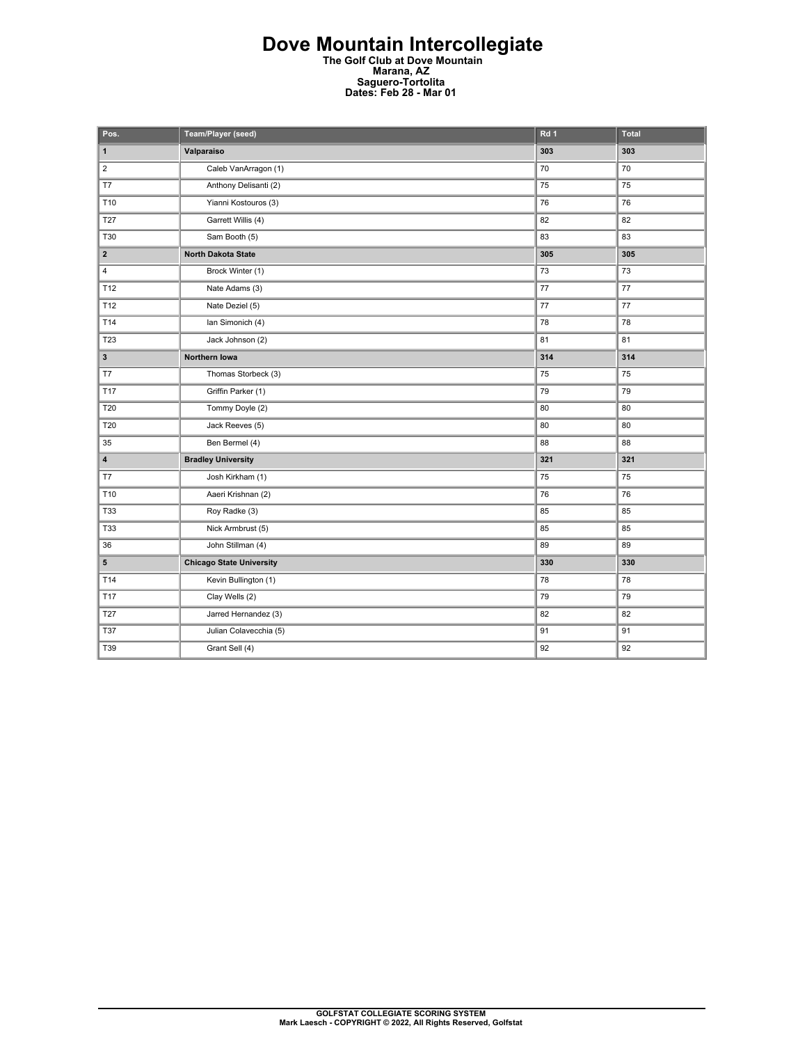# Dove Mountain Intercollegiate

**The Golf Club at Dove Mountain**
**Marana, AZ**
**Saguero-Tortolita**
**Dates: Feb 28 - Mar 01**

| Pos. | Team/Player (seed) | Rd 1 | Total |
|---|---|---|---|
| **1** | **Valparaiso** | **303** | **303** |
| 2 | Caleb VanArragon (1) | 70 | 70 |
| T7 | Anthony Delisanti (2) | 75 | 75 |
| T10 | Yianni Kostouros (3) | 76 | 76 |
| T27 | Garrett Willis (4) | 82 | 82 |
| T30 | Sam Booth (5) | 83 | 83 |
| **2** | **North Dakota State** | **305** | **305** |
| 4 | Brock Winter (1) | 73 | 73 |
| T12 | Nate Adams (3) | 77 | 77 |
| T12 | Nate Deziel (5) | 77 | 77 |
| T14 | Ian Simonich (4) | 78 | 78 |
| T23 | Jack Johnson (2) | 81 | 81 |
| **3** | **Northern Iowa** | **314** | **314** |
| T7 | Thomas Storbeck (3) | 75 | 75 |
| T17 | Griffin Parker (1) | 79 | 79 |
| T20 | Tommy Doyle (2) | 80 | 80 |
| T20 | Jack Reeves (5) | 80 | 80 |
| 35 | Ben Bermel (4) | 88 | 88 |
| **4** | **Bradley University** | **321** | **321** |
| T7 | Josh Kirkham (1) | 75 | 75 |
| T10 | Aaeri Krishnan (2) | 76 | 76 |
| T33 | Roy Radke (3) | 85 | 85 |
| T33 | Nick Armbrust (5) | 85 | 85 |
| 36 | John Stillman (4) | 89 | 89 |
| **5** | **Chicago State University** | **330** | **330** |
| T14 | Kevin Bullington (1) | 78 | 78 |
| T17 | Clay Wells (2) | 79 | 79 |
| T27 | Jarred Hernandez (3) | 82 | 82 |
| T37 | Julian Colavecchia (5) | 91 | 91 |
| T39 | Grant Sell (4) | 92 | 92 |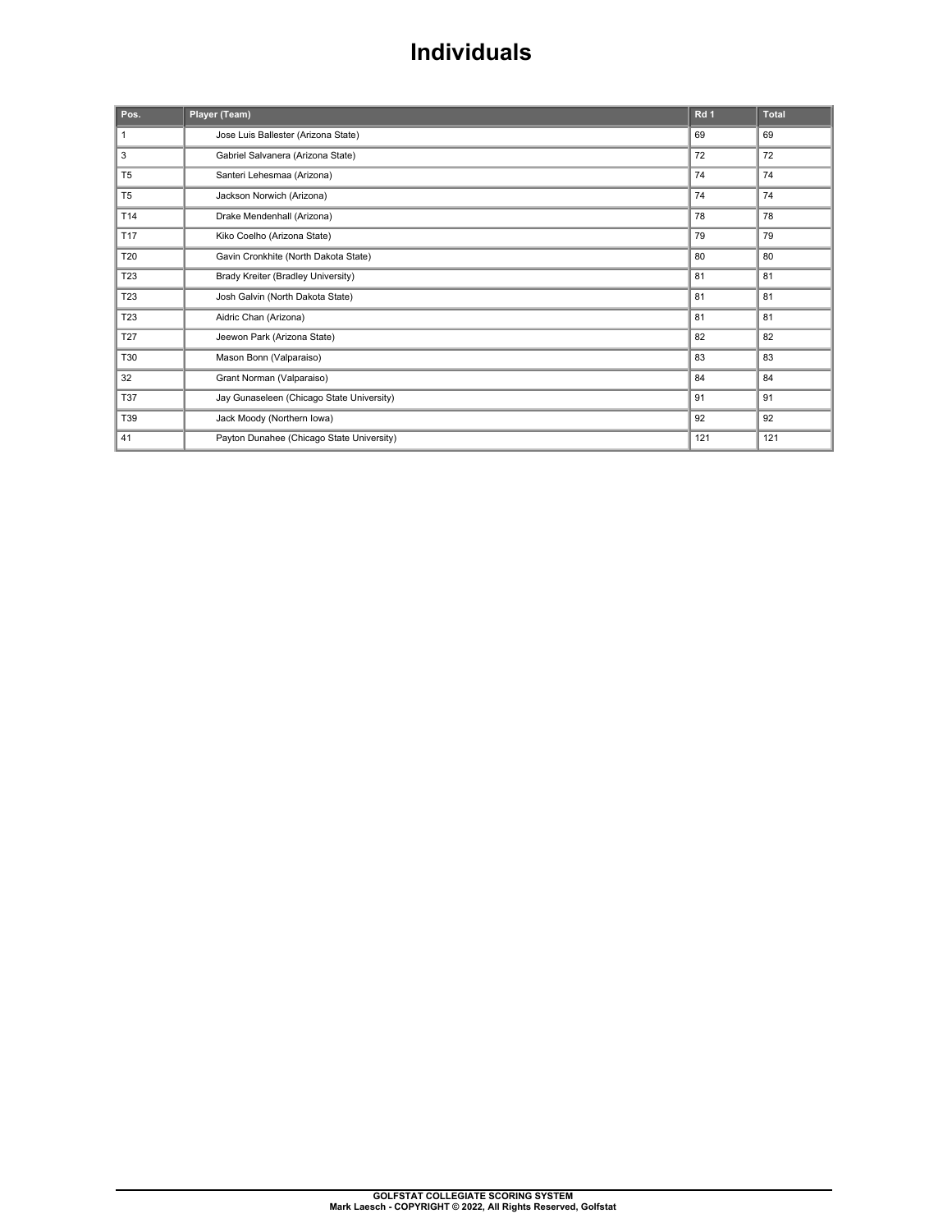# Individuals

| Pos. | Player (Team) | Rd 1 | Total |
|---|---|---|---|
| 1 | Jose Luis Ballester (Arizona State) | 69 | 69 |
| 3 | Gabriel Salvanera (Arizona State) | 72 | 72 |
| T5 | Santeri Lehesmaa (Arizona) | 74 | 74 |
| T5 | Jackson Norwich (Arizona) | 74 | 74 |
| T14 | Drake Mendenhall (Arizona) | 78 | 78 |
| T17 | Kiko Coelho (Arizona State) | 79 | 79 |
| T20 | Gavin Cronkhite (North Dakota State) | 80 | 80 |
| T23 | Brady Kreiter (Bradley University) | 81 | 81 |
| T23 | Josh Galvin (North Dakota State) | 81 | 81 |
| T23 | Aidric Chan (Arizona) | 81 | 81 |
| T27 | Jeewon Park (Arizona State) | 82 | 82 |
| T30 | Mason Bonn (Valparaiso) | 83 | 83 |
| 32 | Grant Norman (Valparaiso) | 84 | 84 |
| T37 | Jay Gunaseleen (Chicago State University) | 91 | 91 |
| T39 | Jack Moody (Northern Iowa) | 92 | 92 |
| 41 | Payton Dunahee (Chicago State University) | 121 | 121 |

**GOLFSTAT COLLEGIATE SCORING SYSTEM**
**Mark Laesch - COPYRIGHT © 2022, All Rights Reserved, Golfstat**